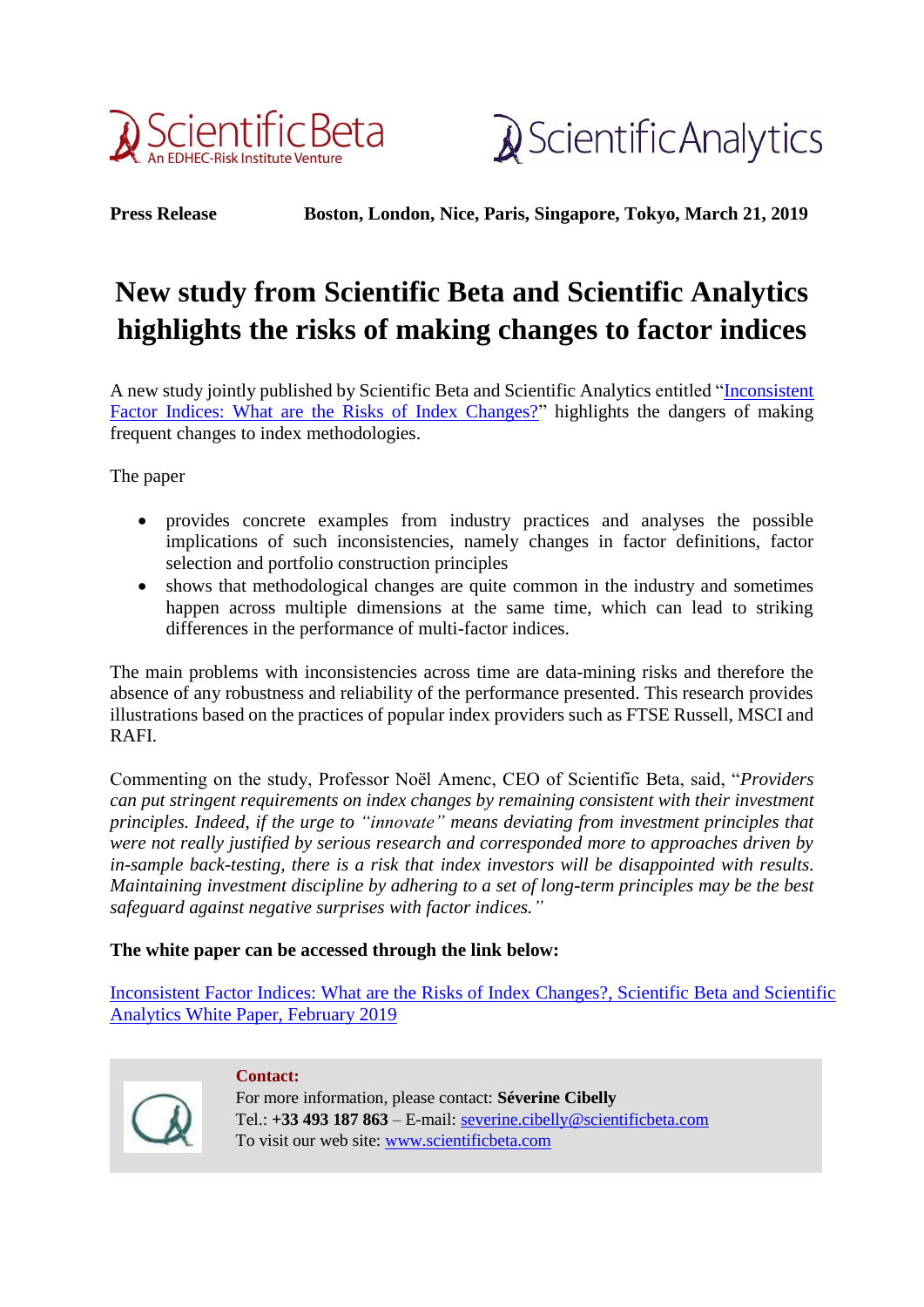ScientificBeta
An EDHEC-Risk Institute Venture

ScientificAnalytics

**Press Release** **Boston, London, Nice, Paris, Singapore, Tokyo, March 21, 2019**

# New study from Scientific Beta and Scientific Analytics highlights the risks of making changes to factor indices

A new study jointly published by Scientific Beta and Scientific Analytics entitled "Inconsistent Factor Indices: What are the Risks of Index Changes?" highlights the dangers of making frequent changes to index methodologies.

The paper

- provides concrete examples from industry practices and analyses the possible implications of such inconsistencies, namely changes in factor definitions, factor selection and portfolio construction principles
- shows that methodological changes are quite common in the industry and sometimes happen across multiple dimensions at the same time, which can lead to striking differences in the performance of multi-factor indices.

The main problems with inconsistencies across time are data-mining risks and therefore the absence of any robustness and reliability of the performance presented. This research provides illustrations based on the practices of popular index providers such as FTSE Russell, MSCI and RAFI.

Commenting on the study, Professor Noël Amenc, CEO of Scientific Beta, said, "*Providers can put stringent requirements on index changes by remaining consistent with their investment principles. Indeed, if the urge to "innovate" means deviating from investment principles that were not really justified by serious research and corresponded more to approaches driven by in-sample back-testing, there is a risk that index investors will be disappointed with results. Maintaining investment discipline by adhering to a set of long-term principles may be the best safeguard against negative surprises with factor indices.*"

**The white paper can be accessed through the link below:**

Inconsistent Factor Indices: What are the Risks of Index Changes?, Scientific Beta and Scientific Analytics White Paper, February 2019

**Contact:**
For more information, please contact: **Séverine Cibelly**
Tel.: **+33 493 187 863** – E-mail: severine.cibelly@scientificbeta.com
To visit our web site: www.scientificbeta.com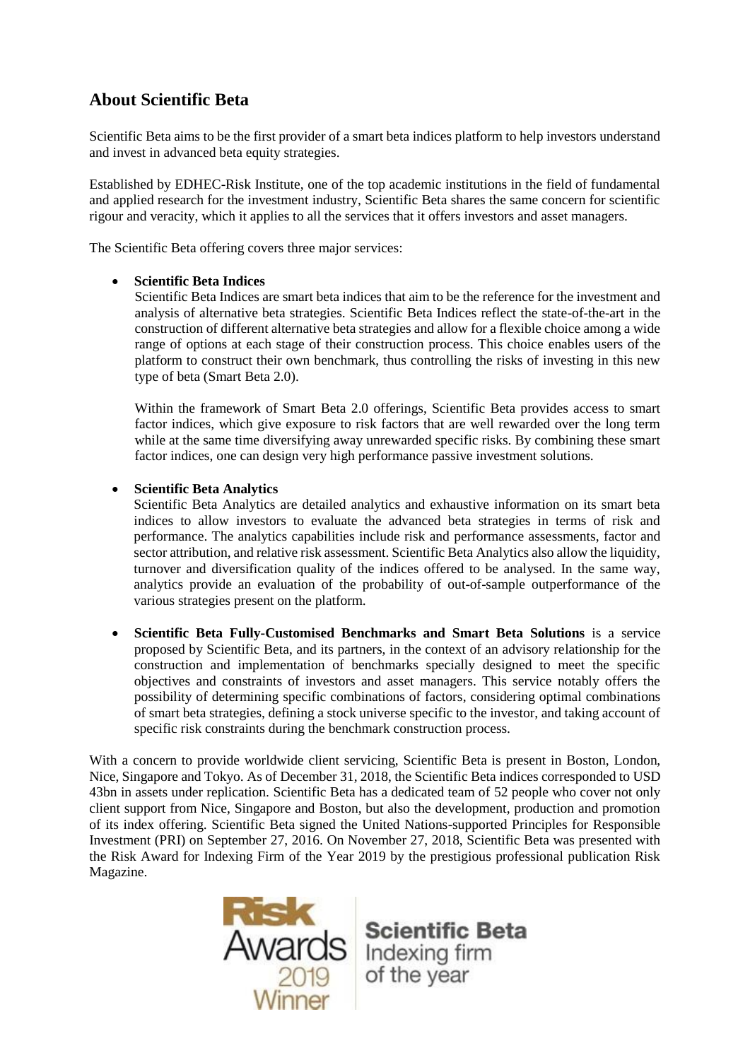## About Scientific Beta

Scientific Beta aims to be the first provider of a smart beta indices platform to help investors understand and invest in advanced beta equity strategies.

Established by EDHEC-Risk Institute, one of the top academic institutions in the field of fundamental and applied research for the investment industry, Scientific Beta shares the same concern for scientific rigour and veracity, which it applies to all the services that it offers investors and asset managers.

The Scientific Beta offering covers three major services:

- **Scientific Beta Indices**
  Scientific Beta Indices are smart beta indices that aim to be the reference for the investment and analysis of alternative beta strategies. Scientific Beta Indices reflect the state-of-the-art in the construction of different alternative beta strategies and allow for a flexible choice among a wide range of options at each stage of their construction process. This choice enables users of the platform to construct their own benchmark, thus controlling the risks of investing in this new type of beta (Smart Beta 2.0).

  Within the framework of Smart Beta 2.0 offerings, Scientific Beta provides access to smart factor indices, which give exposure to risk factors that are well rewarded over the long term while at the same time diversifying away unrewarded specific risks. By combining these smart factor indices, one can design very high performance passive investment solutions.

- **Scientific Beta Analytics**
  Scientific Beta Analytics are detailed analytics and exhaustive information on its smart beta indices to allow investors to evaluate the advanced beta strategies in terms of risk and performance. The analytics capabilities include risk and performance assessments, factor and sector attribution, and relative risk assessment. Scientific Beta Analytics also allow the liquidity, turnover and diversification quality of the indices offered to be analysed. In the same way, analytics provide an evaluation of the probability of out-of-sample outperformance of the various strategies present on the platform.

- **Scientific Beta Fully-Customised Benchmarks and Smart Beta Solutions** is a service proposed by Scientific Beta, and its partners, in the context of an advisory relationship for the construction and implementation of benchmarks specially designed to meet the specific objectives and constraints of investors and asset managers. This service notably offers the possibility of determining specific combinations of factors, considering optimal combinations of smart beta strategies, defining a stock universe specific to the investor, and taking account of specific risk constraints during the benchmark construction process.

With a concern to provide worldwide client servicing, Scientific Beta is present in Boston, London, Nice, Singapore and Tokyo. As of December 31, 2018, the Scientific Beta indices corresponded to USD 43bn in assets under replication. Scientific Beta has a dedicated team of 52 people who cover not only client support from Nice, Singapore and Boston, but also the development, production and promotion of its index offering. Scientific Beta signed the United Nations-supported Principles for Responsible Investment (PRI) on September 27, 2016. On November 27, 2018, Scientific Beta was presented with the Risk Award for Indexing Firm of the Year 2019 by the prestigious professional publication Risk Magazine.

Risk Awards 2019 Winner

Scientific Beta Indexing firm of the year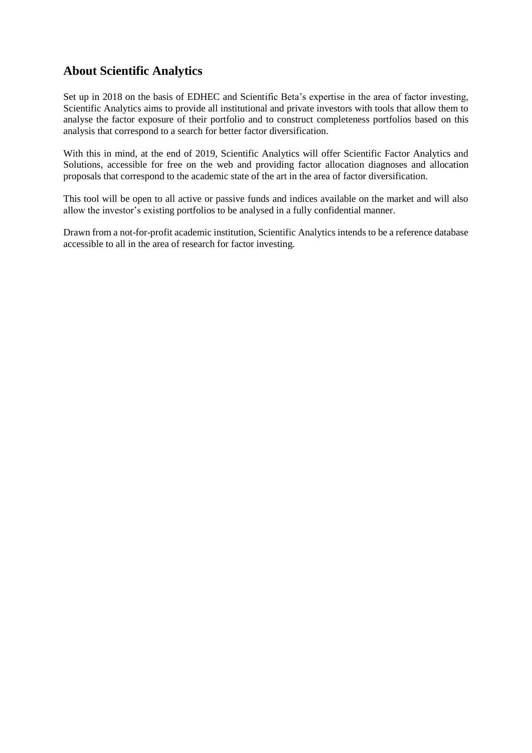## About Scientific Analytics

Set up in 2018 on the basis of EDHEC and Scientific Beta's expertise in the area of factor investing, Scientific Analytics aims to provide all institutional and private investors with tools that allow them to analyse the factor exposure of their portfolio and to construct completeness portfolios based on this analysis that correspond to a search for better factor diversification.

With this in mind, at the end of 2019, Scientific Analytics will offer Scientific Factor Analytics and Solutions, accessible for free on the web and providing factor allocation diagnoses and allocation proposals that correspond to the academic state of the art in the area of factor diversification.

This tool will be open to all active or passive funds and indices available on the market and will also allow the investor's existing portfolios to be analysed in a fully confidential manner.

Drawn from a not-for-profit academic institution, Scientific Analytics intends to be a reference database accessible to all in the area of research for factor investing.